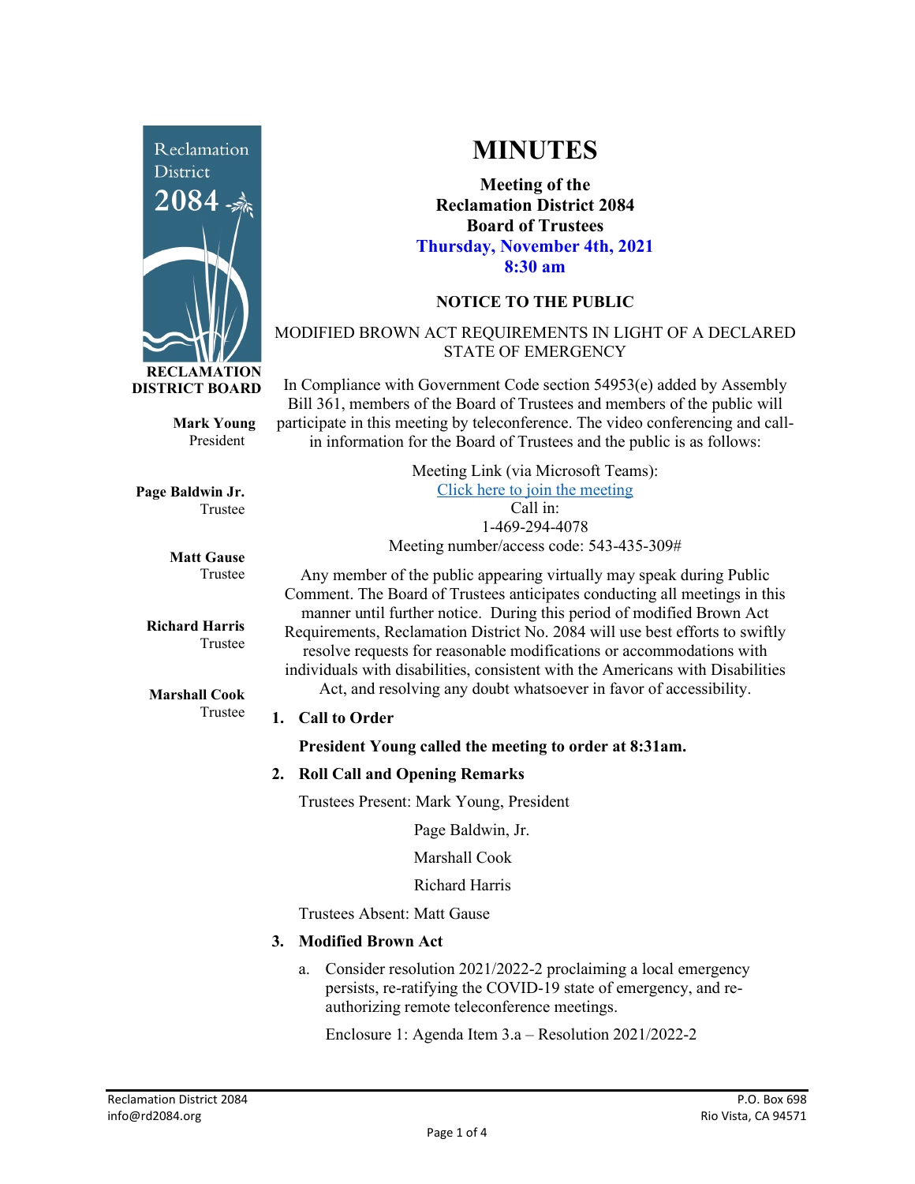# MINUTES

**Meeting of the**
**Reclamation District 2084**
**Board of Trustees**
**Thursday, November 4th, 2021**
**8:30 am**

**RECLAMATION DISTRICT BOARD**

**Mark Young**
President

**Page Baldwin Jr.**
Trustee

**Matt Gause**
Trustee

**Richard Harris**
Trustee

**Marshall Cook**
Trustee

## NOTICE TO THE PUBLIC

MODIFIED BROWN ACT REQUIREMENTS IN LIGHT OF A DECLARED STATE OF EMERGENCY

In Compliance with Government Code section 54953(e) added by Assembly Bill 361, members of the Board of Trustees and members of the public will participate in this meeting by teleconference. The video conferencing and call-in information for the Board of Trustees and the public is as follows:

Meeting Link (via Microsoft Teams):
Click here to join the meeting
Call in:
1-469-294-4078
Meeting number/access code: 543-435-309#

Any member of the public appearing virtually may speak during Public Comment. The Board of Trustees anticipates conducting all meetings in this manner until further notice. During this period of modified Brown Act Requirements, Reclamation District No. 2084 will use best efforts to swiftly resolve requests for reasonable modifications or accommodations with individuals with disabilities, consistent with the Americans with Disabilities Act, and resolving any doubt whatsoever in favor of accessibility.

1. **Call to Order**

   **President Young called the meeting to order at 8:31am.**

2. **Roll Call and Opening Remarks**

   Trustees Present: Mark Young, President
   Page Baldwin, Jr.
   Marshall Cook
   Richard Harris

   Trustees Absent: Matt Gause

3. **Modified Brown Act**

   a. Consider resolution 2021/2022-2 proclaiming a local emergency persists, re-ratifying the COVID-19 state of emergency, and re-authorizing remote teleconference meetings.

   Enclosure 1: Agenda Item 3.a – Resolution 2021/2022-2

Reclamation District 2084
info@rd2084.org
P.O. Box 698
Rio Vista, CA 94571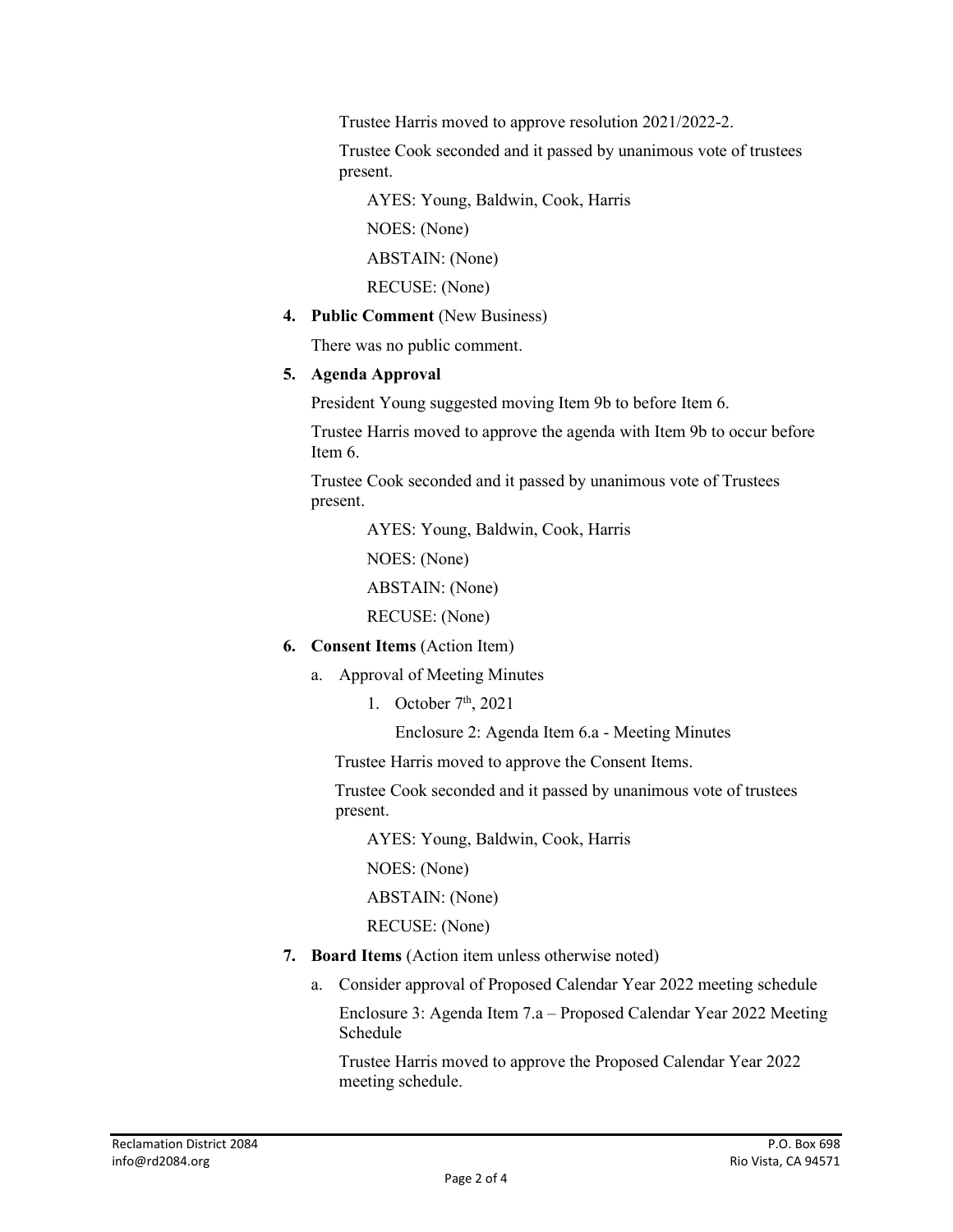Trustee Harris moved to approve resolution 2021/2022-2.

Trustee Cook seconded and it passed by unanimous vote of trustees present.

AYES: Young, Baldwin, Cook, Harris

NOES: (None)

ABSTAIN: (None)

RECUSE: (None)

4. **Public Comment** (New Business)

   There was no public comment.

5. **Agenda Approval**

   President Young suggested moving Item 9b to before Item 6.

   Trustee Harris moved to approve the agenda with Item 9b to occur before Item 6.

   Trustee Cook seconded and it passed by unanimous vote of Trustees present.

   AYES: Young, Baldwin, Cook, Harris

   NOES: (None)

   ABSTAIN: (None)

   RECUSE: (None)

6. **Consent Items** (Action Item)

   a. Approval of Meeting Minutes

      1. October 7th, 2021

         Enclosure 2: Agenda Item 6.a - Meeting Minutes

   Trustee Harris moved to approve the Consent Items.

   Trustee Cook seconded and it passed by unanimous vote of trustees present.

   AYES: Young, Baldwin, Cook, Harris

   NOES: (None)

   ABSTAIN: (None)

   RECUSE: (None)

7. **Board Items** (Action item unless otherwise noted)

   a. Consider approval of Proposed Calendar Year 2022 meeting schedule

      Enclosure 3: Agenda Item 7.a – Proposed Calendar Year 2022 Meeting Schedule

      Trustee Harris moved to approve the Proposed Calendar Year 2022 meeting schedule.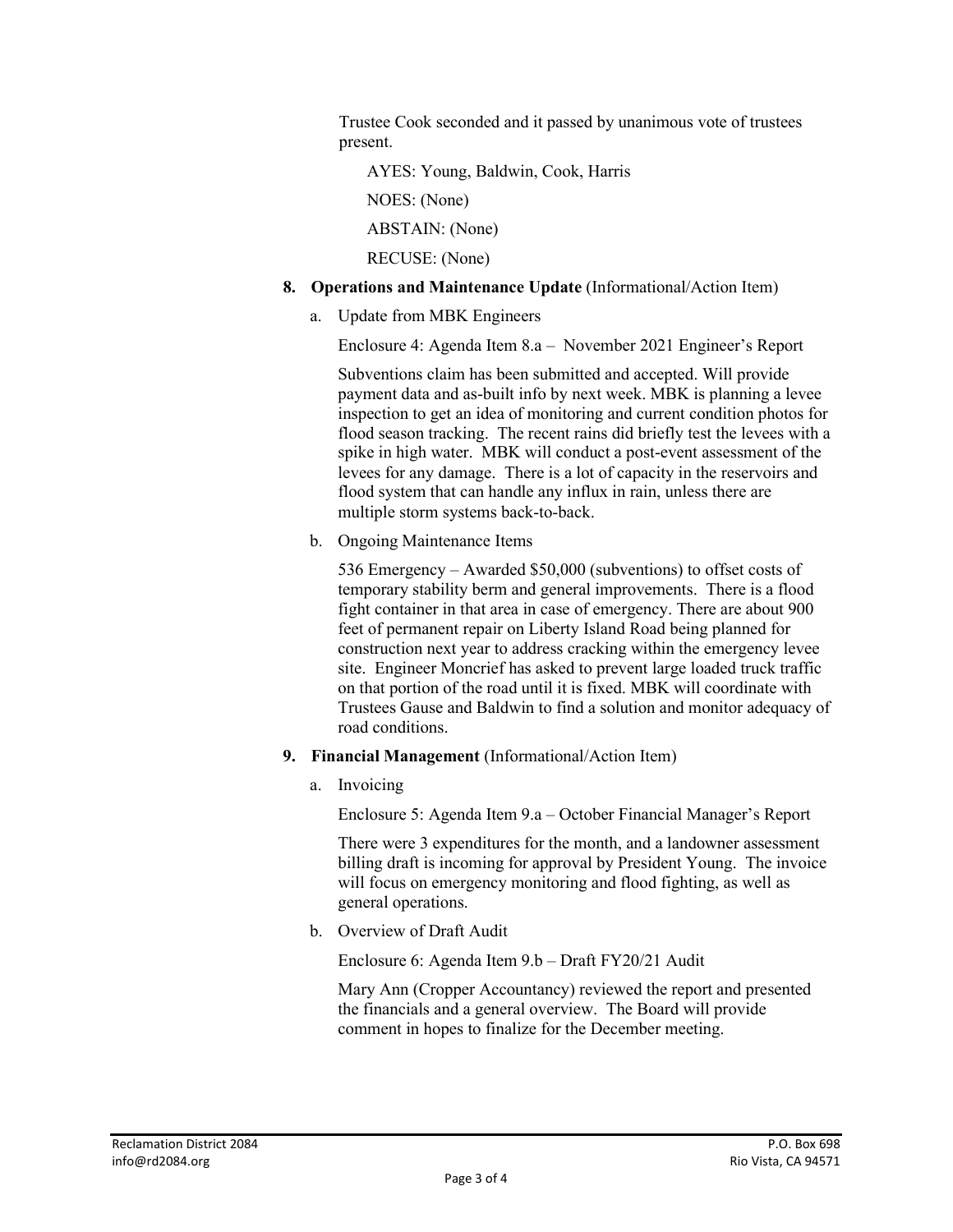Trustee Cook seconded and it passed by unanimous vote of trustees present.

AYES: Young, Baldwin, Cook, Harris

NOES: (None)

ABSTAIN: (None)

RECUSE: (None)

**8. Operations and Maintenance Update** (Informational/Action Item)

a. Update from MBK Engineers

Enclosure 4: Agenda Item 8.a – November 2021 Engineer's Report

Subventions claim has been submitted and accepted. Will provide payment data and as-built info by next week. MBK is planning a levee inspection to get an idea of monitoring and current condition photos for flood season tracking. The recent rains did briefly test the levees with a spike in high water. MBK will conduct a post-event assessment of the levees for any damage. There is a lot of capacity in the reservoirs and flood system that can handle any influx in rain, unless there are multiple storm systems back-to-back.

b. Ongoing Maintenance Items

536 Emergency – Awarded $50,000 (subventions) to offset costs of temporary stability berm and general improvements. There is a flood fight container in that area in case of emergency. There are about 900 feet of permanent repair on Liberty Island Road being planned for construction next year to address cracking within the emergency levee site. Engineer Moncrief has asked to prevent large loaded truck traffic on that portion of the road until it is fixed. MBK will coordinate with Trustees Gause and Baldwin to find a solution and monitor adequacy of road conditions.

**9. Financial Management** (Informational/Action Item)

a. Invoicing

Enclosure 5: Agenda Item 9.a – October Financial Manager's Report

There were 3 expenditures for the month, and a landowner assessment billing draft is incoming for approval by President Young. The invoice will focus on emergency monitoring and flood fighting, as well as general operations.

b. Overview of Draft Audit

Enclosure 6: Agenda Item 9.b – Draft FY20/21 Audit

Mary Ann (Cropper Accountancy) reviewed the report and presented the financials and a general overview. The Board will provide comment in hopes to finalize for the December meeting.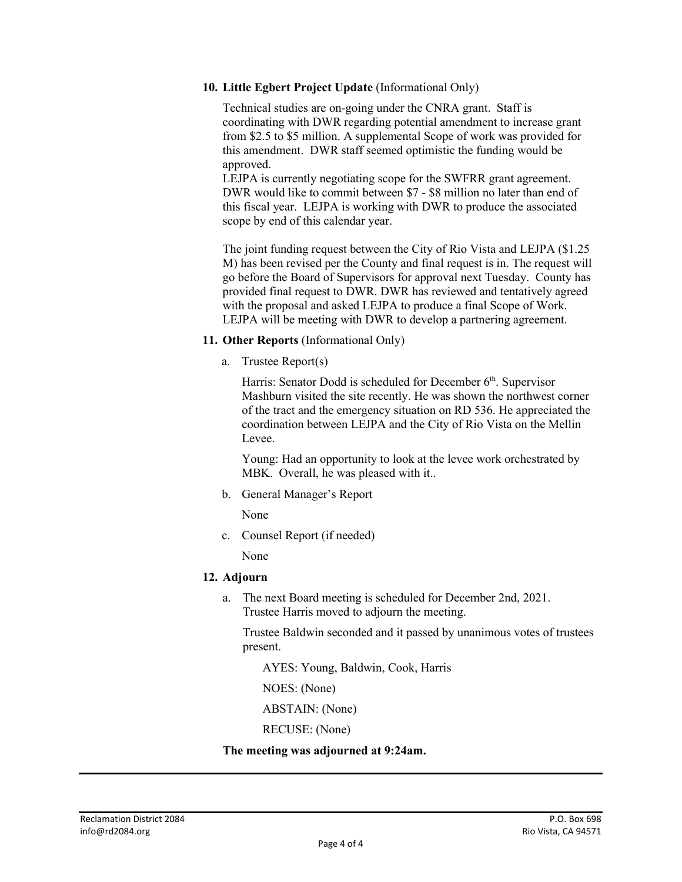10. **Little Egbert Project Update** (Informational Only)

    Technical studies are on-going under the CNRA grant. Staff is coordinating with DWR regarding potential amendment to increase grant from $2.5 to $5 million. A supplemental Scope of work was provided for this amendment. DWR staff seemed optimistic the funding would be approved.
    LEJPA is currently negotiating scope for the SWFRR grant agreement. DWR would like to commit between $7 - $8 million no later than end of this fiscal year. LEJPA is working with DWR to produce the associated scope by end of this calendar year.

    The joint funding request between the City of Rio Vista and LEJPA ($1.25 M) has been revised per the County and final request is in. The request will go before the Board of Supervisors for approval next Tuesday. County has provided final request to DWR. DWR has reviewed and tentatively agreed with the proposal and asked LEJPA to produce a final Scope of Work. LEJPA will be meeting with DWR to develop a partnering agreement.

11. **Other Reports** (Informational Only)

    a. Trustee Report(s)

       Harris: Senator Dodd is scheduled for December 6th. Supervisor Mashburn visited the site recently. He was shown the northwest corner of the tract and the emergency situation on RD 536. He appreciated the coordination between LEJPA and the City of Rio Vista on the Mellin Levee.

       Young: Had an opportunity to look at the levee work orchestrated by MBK. Overall, he was pleased with it..

    b. General Manager's Report

       None

    c. Counsel Report (if needed)

       None

12. **Adjourn**

    a. The next Board meeting is scheduled for December 2nd, 2021. Trustee Harris moved to adjourn the meeting.

       Trustee Baldwin seconded and it passed by unanimous votes of trustees present.

       AYES: Young, Baldwin, Cook, Harris

       NOES: (None)

       ABSTAIN: (None)

       RECUSE: (None)

**The meeting was adjourned at 9:24am.**

Reclamation District 2084
info@rd2084.org

P.O. Box 698
Rio Vista, CA 94571